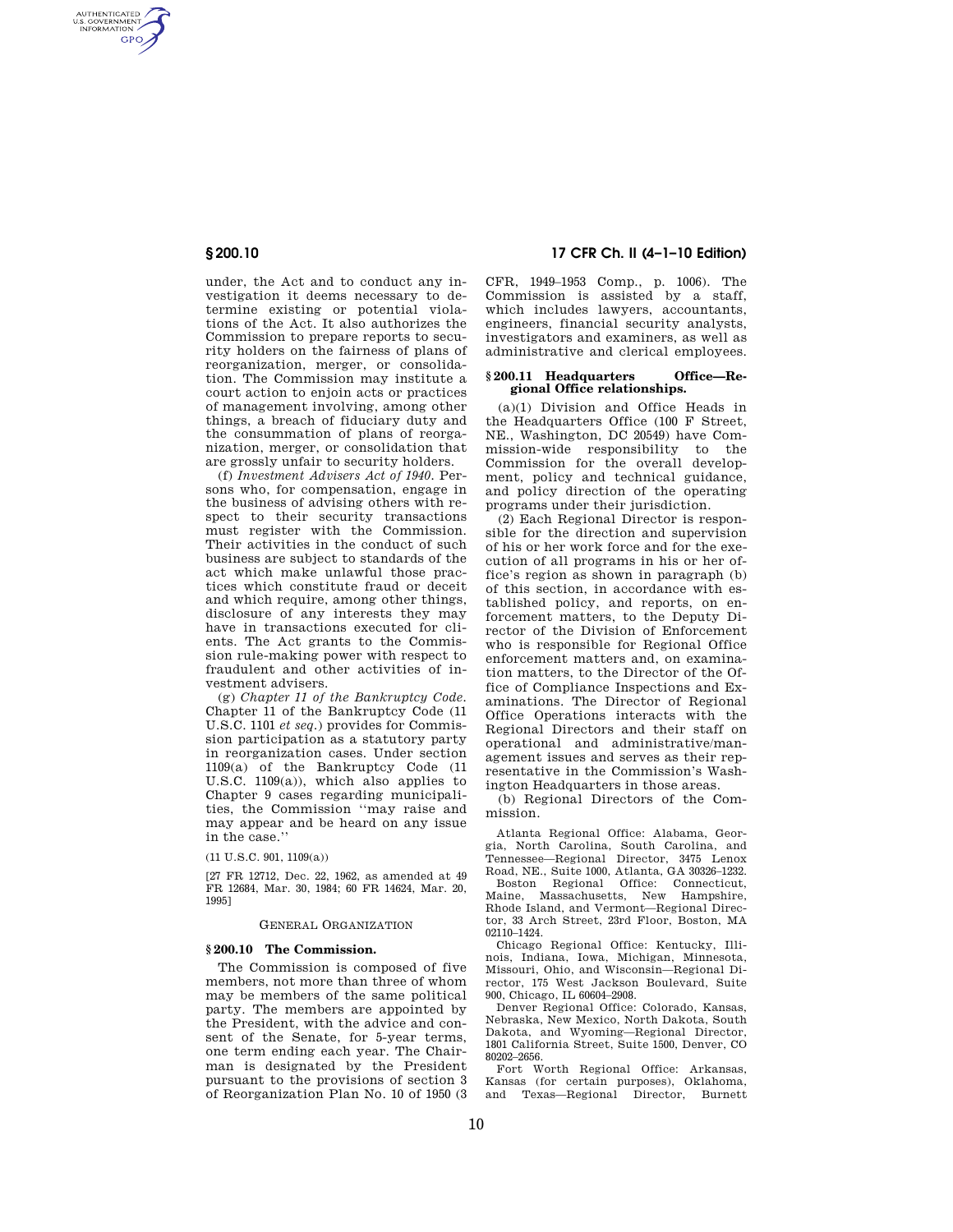under, the Act and to conduct any investigation it deems necessary to determine existing or potential violations of the Act. It also authorizes the Commission to prepare reports to security holders on the fairness of plans of reorganization, merger, or consolidation. The Commission may institute a court action to enjoin acts or practices of management involving, among other things, a breach of fiduciary duty and the consummation of plans of reorganization, merger, or consolidation that are grossly unfair to security holders.

(f) *Investment Advisers Act of 1940.* Persons who, for compensation, engage in the business of advising others with respect to their security transactions must register with the Commission. Their activities in the conduct of such business are subject to standards of the act which make unlawful those practices which constitute fraud or deceit and which require, among other things, disclosure of any interests they may have in transactions executed for clients. The Act grants to the Commission rule-making power with respect to fraudulent and other activities of investment advisers.

(g) *Chapter 11 of the Bankruptcy Code.* Chapter 11 of the Bankruptcy Code (11 U.S.C. 1101 *et seq.*) provides for Commission participation as a statutory party in reorganization cases. Under section 1109(a) of the Bankruptcy Code (11 U.S.C. 1109(a)), which also applies to Chapter 9 cases regarding municipalities, the Commission "may raise and may appear and be heard on any issue in the case."

(11 U.S.C. 901, 1109(a))

[27 FR 12712, Dec. 22, 1962, as amended at 49 FR 12684, Mar. 30, 1984; 60 FR 14624, Mar. 20, 1995]

GENERAL ORGANIZATION

## § 200.10 The Commission.

The Commission is composed of five members, not more than three of whom may be members of the same political party. The members are appointed by the President, with the advice and consent of the Senate, for 5-year terms, one term ending each year. The Chairman is designated by the President pursuant to the provisions of section 3 of Reorganization Plan No. 10 of 1950 (3 CFR, 1949–1953 Comp., p. 1006). The Commission is assisted by a staff, which includes lawyers, accountants, engineers, financial security analysts, investigators and examiners, as well as administrative and clerical employees.

## § 200.11 Headquarters Office—Regional Office relationships.

(a)(1) Division and Office Heads in the Headquarters Office (100 F Street, NE., Washington, DC 20549) have Commission-wide responsibility to the Commission for the overall development, policy and technical guidance, and policy direction of the operating programs under their jurisdiction.

(2) Each Regional Director is responsible for the direction and supervision of his or her work force and for the execution of all programs in his or her office's region as shown in paragraph (b) of this section, in accordance with established policy, and reports, on enforcement matters, to the Deputy Director of the Division of Enforcement who is responsible for Regional Office enforcement matters and, on examination matters, to the Director of the Office of Compliance Inspections and Examinations. The Director of Regional Office Operations interacts with the Regional Directors and their staff on operational and administrative/management issues and serves as their representative in the Commission's Washington Headquarters in those areas.

(b) Regional Directors of the Commission.

Atlanta Regional Office: Alabama, Georgia, North Carolina, South Carolina, and Tennessee—Regional Director, 3475 Lenox Road, NE., Suite 1000, Atlanta, GA 30326–1232.

Boston Regional Office: Connecticut, Maine, Massachusetts, New Hampshire, Rhode Island, and Vermont—Regional Director, 33 Arch Street, 23rd Floor, Boston, MA 02110–1424.

Chicago Regional Office: Kentucky, Illinois, Indiana, Iowa, Michigan, Minnesota, Missouri, Ohio, and Wisconsin—Regional Director, 175 West Jackson Boulevard, Suite 900, Chicago, IL 60604–2908.

Denver Regional Office: Colorado, Kansas, Nebraska, New Mexico, North Dakota, South Dakota, and Wyoming—Regional Director, 1801 California Street, Suite 1500, Denver, CO 80202–2656.

Fort Worth Regional Office: Arkansas, Kansas (for certain purposes), Oklahoma, and Texas—Regional Director, Burnett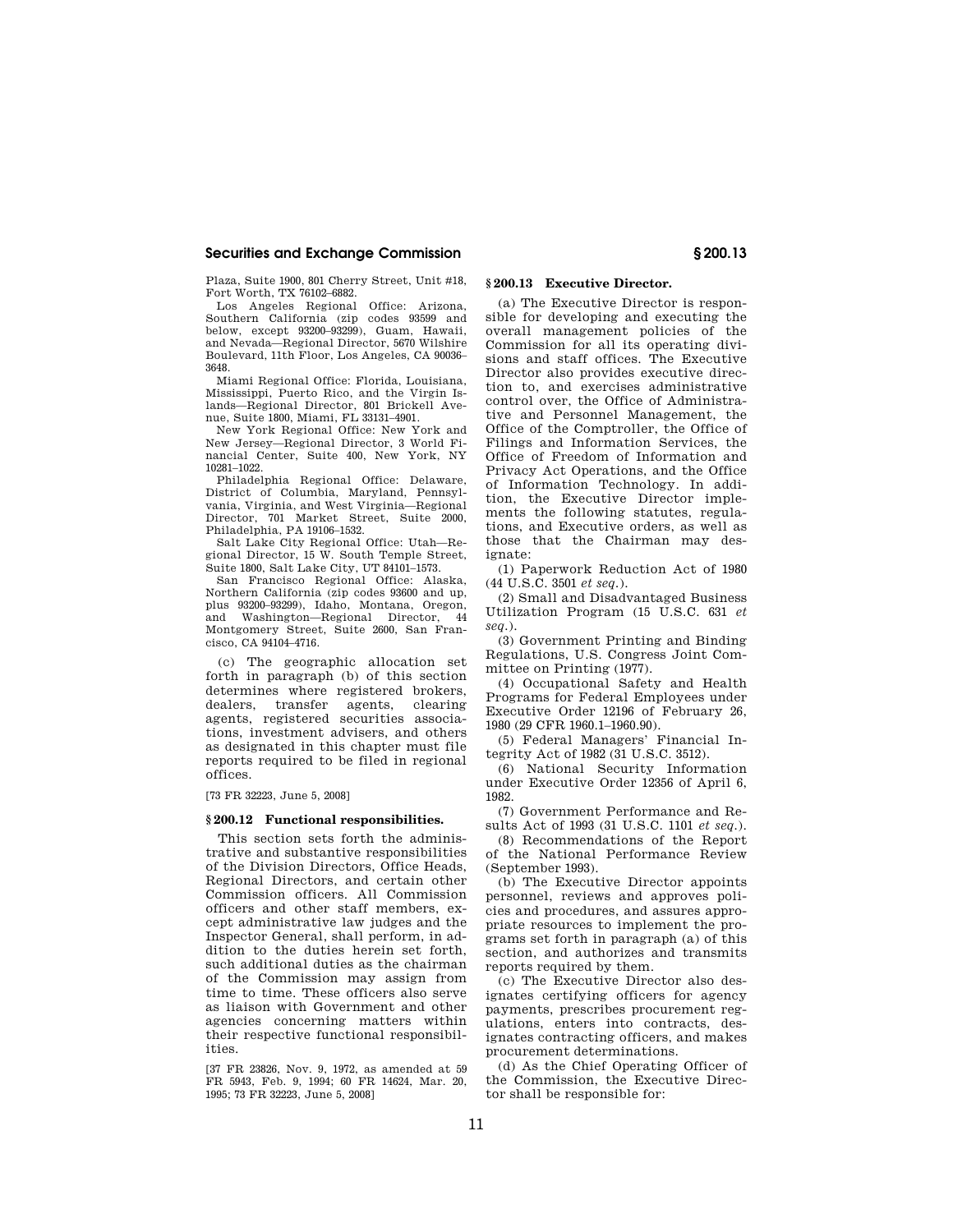Plaza, Suite 1900, 801 Cherry Street, Unit #18, Fort Worth, TX 76102–6882.

Los Angeles Regional Office: Arizona, Southern California (zip codes 93599 and below, except 93200–93299), Guam, Hawaii, and Nevada—Regional Director, 5670 Wilshire Boulevard, 11th Floor, Los Angeles, CA 90036–3648.

Miami Regional Office: Florida, Louisiana, Mississippi, Puerto Rico, and the Virgin Islands—Regional Director, 801 Brickell Avenue, Suite 1800, Miami, FL 33131–4901.

New York Regional Office: New York and New Jersey—Regional Director, 3 World Financial Center, Suite 400, New York, NY 10281–1022.

Philadelphia Regional Office: Delaware, District of Columbia, Maryland, Pennsylvania, Virginia, and West Virginia—Regional Director, 701 Market Street, Suite 2000, Philadelphia, PA 19106–1532.

Salt Lake City Regional Office: Utah—Regional Director, 15 W. South Temple Street, Suite 1800, Salt Lake City, UT 84101–1573.

San Francisco Regional Office: Alaska, Northern California (zip codes 93600 and up, plus 93200–93299), Idaho, Montana, Oregon, and Washington—Regional Director, 44 Montgomery Street, Suite 2600, San Francisco, CA 94104–4716.

(c) The geographic allocation set forth in paragraph (b) of this section determines where registered brokers, dealers, transfer agents, clearing agents, registered securities associations, investment advisers, and others as designated in this chapter must file reports required to be filed in regional offices.

[73 FR 32223, June 5, 2008]

### § 200.12 Functional responsibilities.

This section sets forth the administrative and substantive responsibilities of the Division Directors, Office Heads, Regional Directors, and certain other Commission officers. All Commission officers and other staff members, except administrative law judges and the Inspector General, shall perform, in addition to the duties herein set forth, such additional duties as the chairman of the Commission may assign from time to time. These officers also serve as liaison with Government and other agencies concerning matters within their respective functional responsibilities.

[37 FR 23826, Nov. 9, 1972, as amended at 59 FR 5943, Feb. 9, 1994; 60 FR 14624, Mar. 20, 1995; 73 FR 32223, June 5, 2008]

### § 200.13 Executive Director.

(a) The Executive Director is responsible for developing and executing the overall management policies of the Commission for all its operating divisions and staff offices. The Executive Director also provides executive direction to, and exercises administrative control over, the Office of Administrative and Personnel Management, the Office of the Comptroller, the Office of Filings and Information Services, the Office of Freedom of Information and Privacy Act Operations, and the Office of Information Technology. In addition, the Executive Director implements the following statutes, regulations, and Executive orders, as well as those that the Chairman may designate:

(1) Paperwork Reduction Act of 1980 (44 U.S.C. 3501 *et seq.*).

(2) Small and Disadvantaged Business Utilization Program (15 U.S.C. 631 *et seq.*).

(3) Government Printing and Binding Regulations, U.S. Congress Joint Committee on Printing (1977).

(4) Occupational Safety and Health Programs for Federal Employees under Executive Order 12196 of February 26, 1980 (29 CFR 1960.1–1960.90).

(5) Federal Managers' Financial Integrity Act of 1982 (31 U.S.C. 3512).

(6) National Security Information under Executive Order 12356 of April 6, 1982.

(7) Government Performance and Results Act of 1993 (31 U.S.C. 1101 *et seq.*).

(8) Recommendations of the Report of the National Performance Review (September 1993).

(b) The Executive Director appoints personnel, reviews and approves policies and procedures, and assures appropriate resources to implement the programs set forth in paragraph (a) of this section, and authorizes and transmits reports required by them.

(c) The Executive Director also designates certifying officers for agency payments, prescribes procurement regulations, enters into contracts, designates contracting officers, and makes procurement determinations.

(d) As the Chief Operating Officer of the Commission, the Executive Director shall be responsible for: